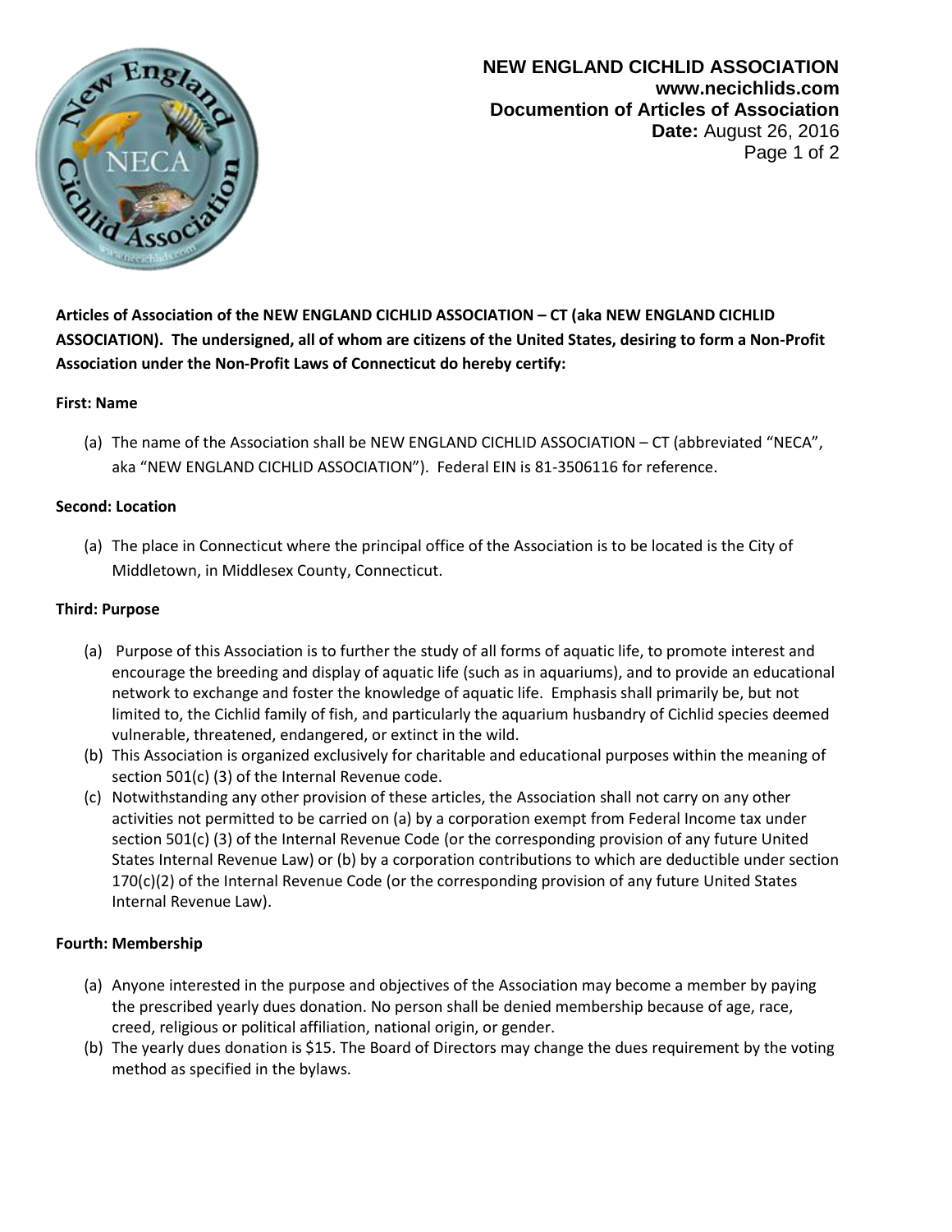**NEW ENGLAND CICHLID ASSOCIATION**
**www.necichlids.com**
**Documention of Articles of Association**
**Date:** August 26, 2016

**Articles of Association of the NEW ENGLAND CICHLID ASSOCIATION – CT (aka NEW ENGLAND CICHLID ASSOCIATION). The undersigned, all of whom are citizens of the United States, desiring to form a Non-Profit Association under the Non-Profit Laws of Connecticut do hereby certify:**

**First: Name**

(a) The name of the Association shall be NEW ENGLAND CICHLID ASSOCIATION – CT (abbreviated "NECA", aka "NEW ENGLAND CICHLID ASSOCIATION"). Federal EIN is 81-3506116 for reference.

**Second: Location**

(a) The place in Connecticut where the principal office of the Association is to be located is the City of Middletown, in Middlesex County, Connecticut.

**Third: Purpose**

(a) Purpose of this Association is to further the study of all forms of aquatic life, to promote interest and encourage the breeding and display of aquatic life (such as in aquariums), and to provide an educational network to exchange and foster the knowledge of aquatic life. Emphasis shall primarily be, but not limited to, the Cichlid family of fish, and particularly the aquarium husbandry of Cichlid species deemed vulnerable, threatened, endangered, or extinct in the wild.

(b) This Association is organized exclusively for charitable and educational purposes within the meaning of section 501(c) (3) of the Internal Revenue code.

(c) Notwithstanding any other provision of these articles, the Association shall not carry on any other activities not permitted to be carried on (a) by a corporation exempt from Federal Income tax under section 501(c) (3) of the Internal Revenue Code (or the corresponding provision of any future United States Internal Revenue Law) or (b) by a corporation contributions to which are deductible under section 170(c)(2) of the Internal Revenue Code (or the corresponding provision of any future United States Internal Revenue Law).

**Fourth: Membership**

(a) Anyone interested in the purpose and objectives of the Association may become a member by paying the prescribed yearly dues donation. No person shall be denied membership because of age, race, creed, religious or political affiliation, national origin, or gender.

(b) The yearly dues donation is $15. The Board of Directors may change the dues requirement by the voting method as specified in the bylaws.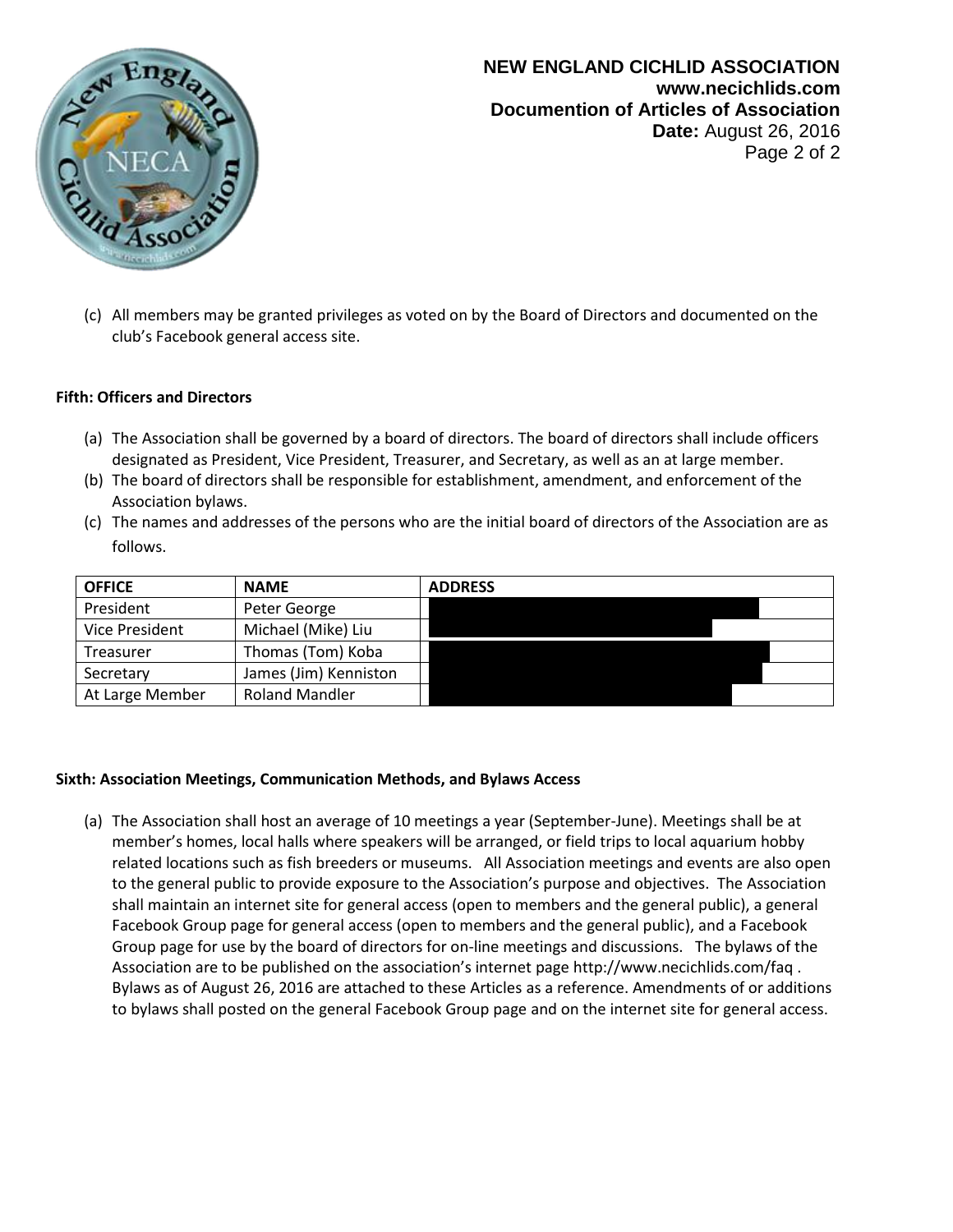(c) All members may be granted privileges as voted on by the Board of Directors and documented on the club's Facebook general access site.

**Fifth: Officers and Directors**

(a) The Association shall be governed by a board of directors. The board of directors shall include officers designated as President, Vice President, Treasurer, and Secretary, as well as an at large member.
(b) The board of directors shall be responsible for establishment, amendment, and enforcement of the Association bylaws.
(c) The names and addresses of the persons who are the initial board of directors of the Association are as follows.

| OFFICE | NAME | ADDRESS |
|---|---|---|
| President | Peter George | |
| Vice President | Michael (Mike) Liu | |
| Treasurer | Thomas (Tom) Koba | |
| Secretary | James (Jim) Kenniston | |
| At Large Member | Roland Mandler | |

**Sixth: Association Meetings, Communication Methods, and Bylaws Access**

(a) The Association shall host an average of 10 meetings a year (September-June). Meetings shall be at member's homes, local halls where speakers will be arranged, or field trips to local aquarium hobby related locations such as fish breeders or museums. All Association meetings and events are also open to the general public to provide exposure to the Association's purpose and objectives. The Association shall maintain an internet site for general access (open to members and the general public), a general Facebook Group page for general access (open to members and the general public), and a Facebook Group page for use by the board of directors for on-line meetings and discussions. The bylaws of the Association are to be published on the association's internet page http://www.necichlids.com/faq . Bylaws as of August 26, 2016 are attached to these Articles as a reference. Amendments of or additions to bylaws shall posted on the general Facebook Group page and on the internet site for general access.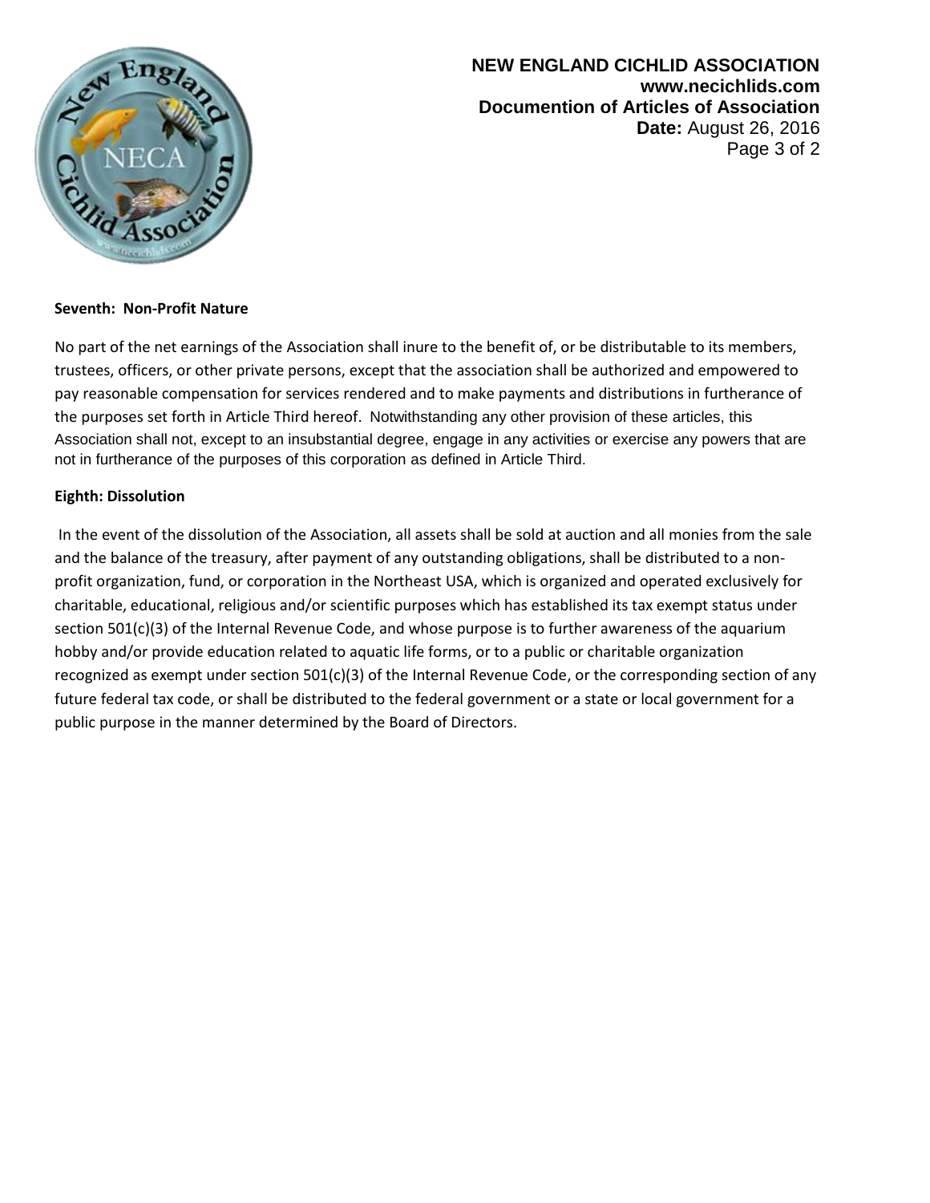**Seventh: Non-Profit Nature**

No part of the net earnings of the Association shall inure to the benefit of, or be distributable to its members, trustees, officers, or other private persons, except that the association shall be authorized and empowered to pay reasonable compensation for services rendered and to make payments and distributions in furtherance of the purposes set forth in Article Third hereof. Notwithstanding any other provision of these articles, this Association shall not, except to an insubstantial degree, engage in any activities or exercise any powers that are not in furtherance of the purposes of this corporation as defined in Article Third.

**Eighth: Dissolution**

In the event of the dissolution of the Association, all assets shall be sold at auction and all monies from the sale and the balance of the treasury, after payment of any outstanding obligations, shall be distributed to a non-profit organization, fund, or corporation in the Northeast USA, which is organized and operated exclusively for charitable, educational, religious and/or scientific purposes which has established its tax exempt status under section 501(c)(3) of the Internal Revenue Code, and whose purpose is to further awareness of the aquarium hobby and/or provide education related to aquatic life forms, or to a public or charitable organization recognized as exempt under section 501(c)(3) of the Internal Revenue Code, or the corresponding section of any future federal tax code, or shall be distributed to the federal government or a state or local government for a public purpose in the manner determined by the Board of Directors.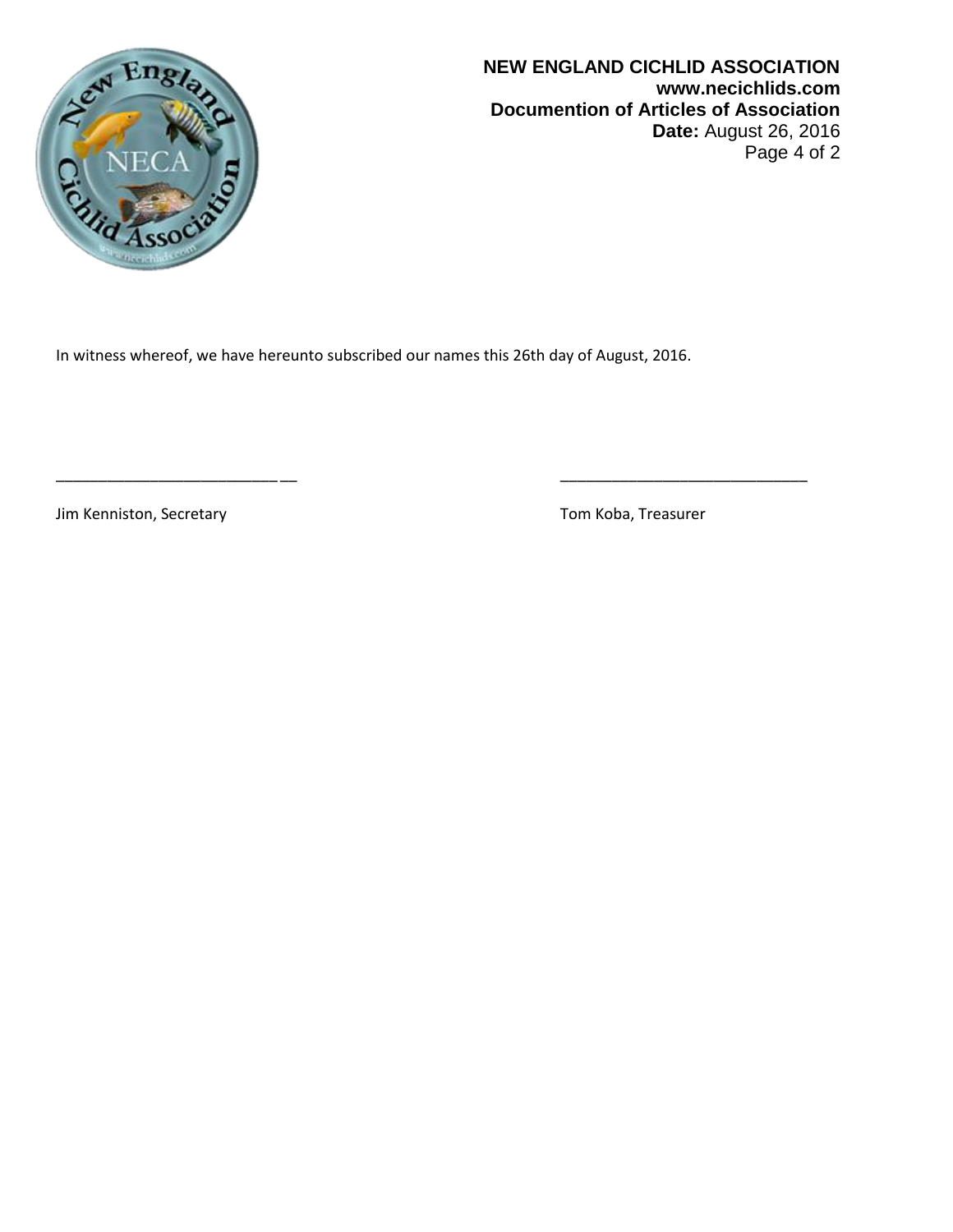In witness whereof, we have hereunto subscribed our names this 26th day of August, 2016.

\_\_\_\_\_\_\_\_\_\_\_\_\_\_\_\_\_\_\_\_\_\_\_\_\_\_\_\_ Jim Kenniston, Secretary

\_\_\_\_\_\_\_\_\_\_\_\_\_\_\_\_\_\_\_\_\_\_\_\_\_\_\_\_ Tom Koba, Treasurer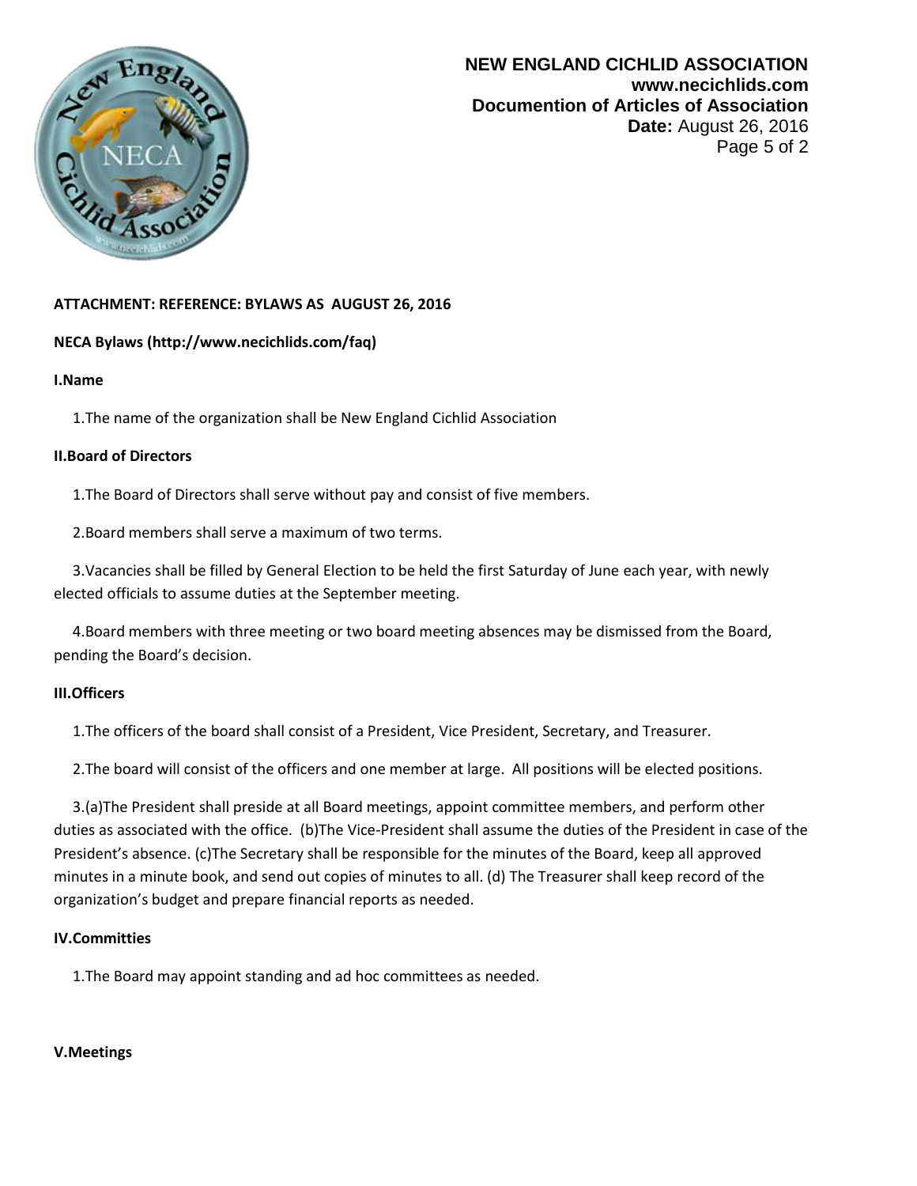**ATTACHMENT: REFERENCE: BYLAWS AS AUGUST 26, 2016**

**NECA Bylaws (http://www.necichlids.com/faq)**

**I.Name**

1.The name of the organization shall be New England Cichlid Association

**II.Board of Directors**

1.The Board of Directors shall serve without pay and consist of five members.

2.Board members shall serve a maximum of two terms.

3.Vacancies shall be filled by General Election to be held the first Saturday of June each year, with newly elected officials to assume duties at the September meeting.

4.Board members with three meeting or two board meeting absences may be dismissed from the Board, pending the Board's decision.

**III.Officers**

1.The officers of the board shall consist of a President, Vice President, Secretary, and Treasurer.

2.The board will consist of the officers and one member at large. All positions will be elected positions.

3.(a)The President shall preside at all Board meetings, appoint committee members, and perform other duties as associated with the office. (b)The Vice-President shall assume the duties of the President in case of the President's absence. (c)The Secretary shall be responsible for the minutes of the Board, keep all approved minutes in a minute book, and send out copies of minutes to all. (d) The Treasurer shall keep record of the organization's budget and prepare financial reports as needed.

**IV.Committies**

1.The Board may appoint standing and ad hoc committees as needed.

**V.Meetings**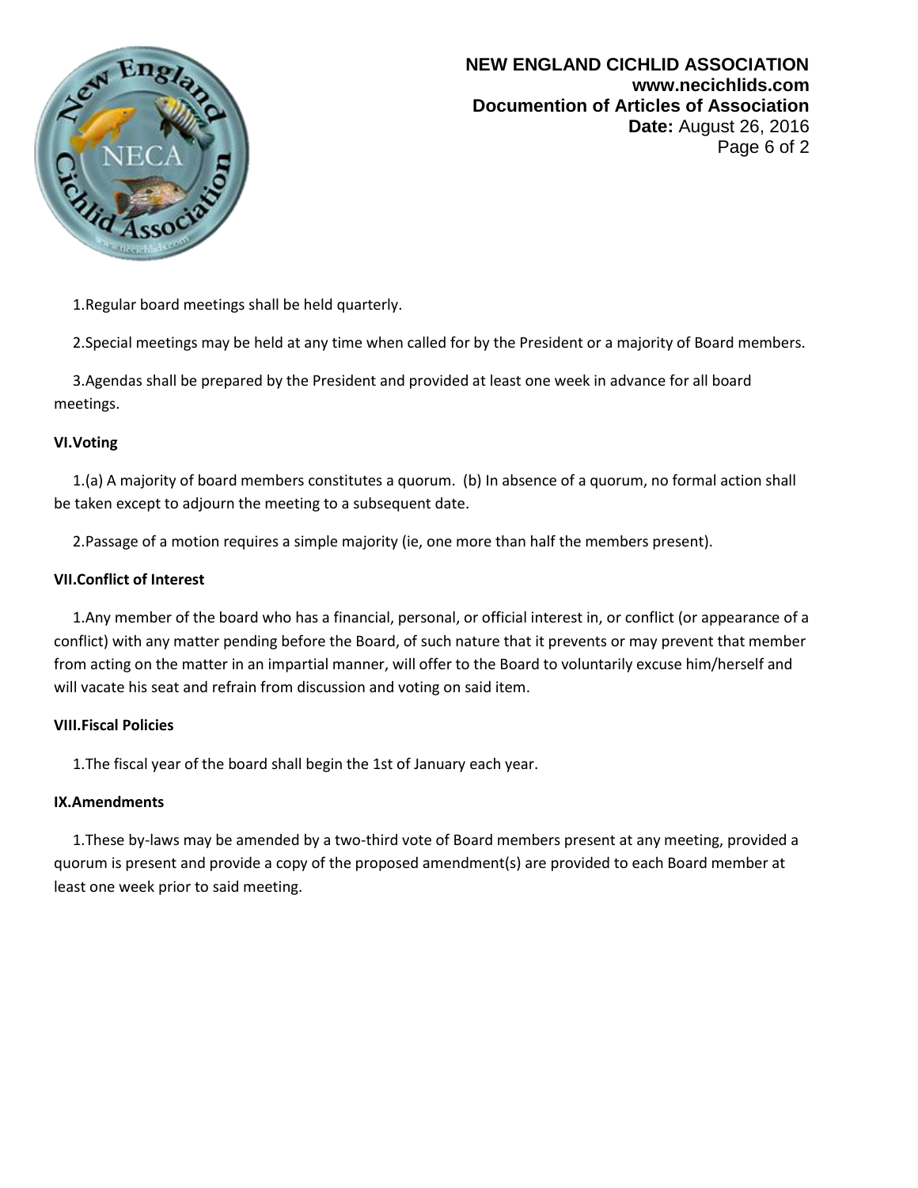1.Regular board meetings shall be held quarterly.

2.Special meetings may be held at any time when called for by the President or a majority of Board members.

3.Agendas shall be prepared by the President and provided at least one week in advance for all board meetings.

**VI.Voting**

1.(a) A majority of board members constitutes a quorum. (b) In absence of a quorum, no formal action shall be taken except to adjourn the meeting to a subsequent date.

2.Passage of a motion requires a simple majority (ie, one more than half the members present).

**VII.Conflict of Interest**

1.Any member of the board who has a financial, personal, or official interest in, or conflict (or appearance of a conflict) with any matter pending before the Board, of such nature that it prevents or may prevent that member from acting on the matter in an impartial manner, will offer to the Board to voluntarily excuse him/herself and will vacate his seat and refrain from discussion and voting on said item.

**VIII.Fiscal Policies**

1.The fiscal year of the board shall begin the 1st of January each year.

**IX.Amendments**

1.These by-laws may be amended by a two-third vote of Board members present at any meeting, provided a quorum is present and provide a copy of the proposed amendment(s) are provided to each Board member at least one week prior to said meeting.